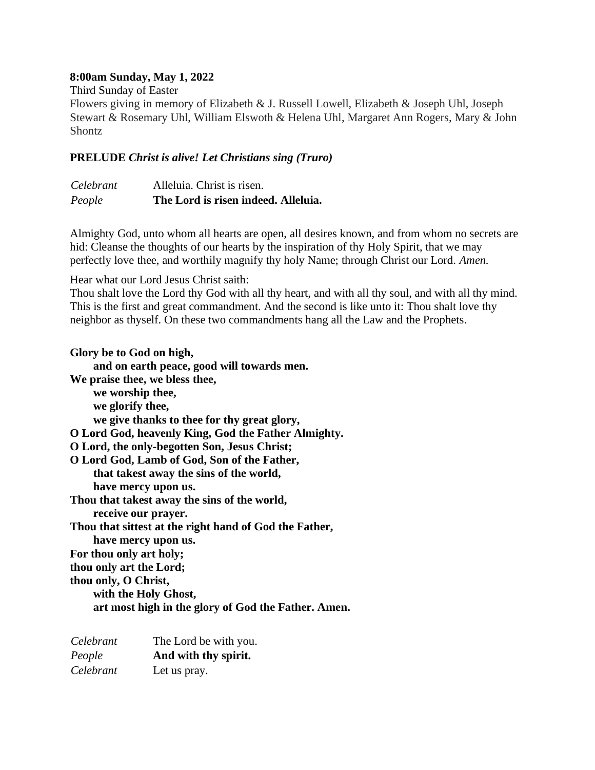**8:00am Sunday, May 1, 2022**

Third Sunday of Easter

Flowers giving in memory of Elizabeth & J. Russell Lowell, Elizabeth & Joseph Uhl, Joseph Stewart & Rosemary Uhl, William Elswoth & Helena Uhl, Margaret Ann Rogers, Mary & John Shontz

**PRELUDE** ***Christ is alive! Let Christians sing (Truro)***

*Celebrant* Alleluia. Christ is risen.
*People* **The Lord is risen indeed. Alleluia.**

Almighty God, unto whom all hearts are open, all desires known, and from whom no secrets are hid: Cleanse the thoughts of our hearts by the inspiration of thy Holy Spirit, that we may perfectly love thee, and worthily magnify thy holy Name; through Christ our Lord. *Amen.*

Hear what our Lord Jesus Christ saith:
Thou shalt love the Lord thy God with all thy heart, and with all thy soul, and with all thy mind. This is the first and great commandment. And the second is like unto it: Thou shalt love thy neighbor as thyself. On these two commandments hang all the Law and the Prophets.

**Glory be to God on high,**
**and on earth peace, good will towards men.**
**We praise thee, we bless thee,**
**we worship thee,**
**we glorify thee,**
**we give thanks to thee for thy great glory,**
**O Lord God, heavenly King, God the Father Almighty.**
**O Lord, the only-begotten Son, Jesus Christ;**
**O Lord God, Lamb of God, Son of the Father,**
**that takest away the sins of the world,**
**have mercy upon us.**
**Thou that takest away the sins of the world,**
**receive our prayer.**
**Thou that sittest at the right hand of God the Father,**
**have mercy upon us.**
**For thou only art holy;**
**thou only art the Lord;**
**thou only, O Christ,**
**with the Holy Ghost,**
**art most high in the glory of God the Father. Amen.**

*Celebrant* The Lord be with you.
*People* **And with thy spirit.**
*Celebrant* Let us pray.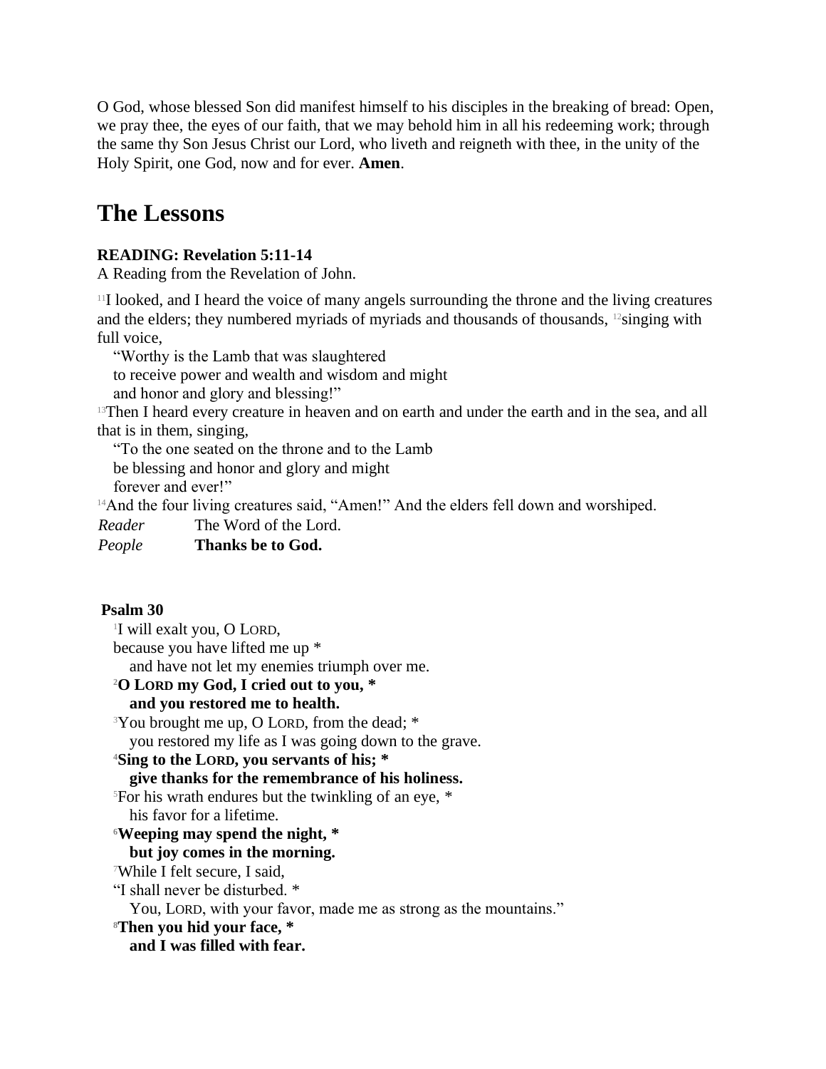O God, whose blessed Son did manifest himself to his disciples in the breaking of bread: Open, we pray thee, the eyes of our faith, that we may behold him in all his redeeming work; through the same thy Son Jesus Christ our Lord, who liveth and reigneth with thee, in the unity of the Holy Spirit, one God, now and for ever. **Amen**.

# The Lessons

**READING: Revelation 5:11-14**
A Reading from the Revelation of John.

[11]I looked, and I heard the voice of many angels surrounding the throne and the living creatures and the elders; they numbered myriads of myriads and thousands of thousands, [12]singing with full voice,

"Worthy is the Lamb that was slaughtered
to receive power and wealth and wisdom and might
and honor and glory and blessing!"

[13]Then I heard every creature in heaven and on earth and under the earth and in the sea, and all that is in them, singing,

"To the one seated on the throne and to the Lamb
be blessing and honor and glory and might
forever and ever!"

[14]And the four living creatures said, "Amen!" And the elders fell down and worshiped.

*Reader* The Word of the Lord.
*People* **Thanks be to God.**

**Psalm 30**

[1]I will exalt you, O LORD,
because you have lifted me up *
and have not let my enemies triumph over me.
[2]**O LORD my God, I cried out to you, ***
**and you restored me to health.**
[3]You brought me up, O LORD, from the dead; *
you restored my life as I was going down to the grave.
[4]**Sing to the LORD, you servants of his; ***
**give thanks for the remembrance of his holiness.**
[5]For his wrath endures but the twinkling of an eye, *
his favor for a lifetime.
[6]**Weeping may spend the night, ***
**but joy comes in the morning.**
[7]While I felt secure, I said,
"I shall never be disturbed. *
You, LORD, with your favor, made me as strong as the mountains."
[8]**Then you hid your face, ***
**and I was filled with fear.**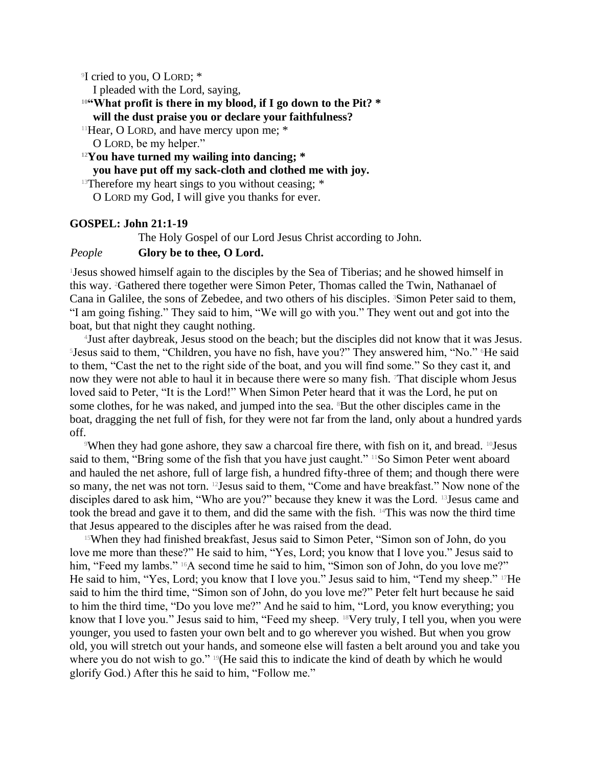[9]I cried to you, O LORD; *
  I pleaded with the Lord, saying,

**[10]"What profit is there in my blood, if I go down to the Pit? ***
  **will the dust praise you or declare your faithfulness?**

[11]Hear, O LORD, and have mercy upon me; *
  O LORD, be my helper."

**[12]You have turned my wailing into dancing; ***
  **you have put off my sack-cloth and clothed me with joy.**

[13]Therefore my heart sings to you without ceasing; *
  O LORD my God, I will give you thanks for ever.

**GOSPEL: John 21:1-19**

The Holy Gospel of our Lord Jesus Christ according to John.

*People* **Glory be to thee, O Lord.**

[1]Jesus showed himself again to the disciples by the Sea of Tiberias; and he showed himself in this way. [2]Gathered there together were Simon Peter, Thomas called the Twin, Nathanael of Cana in Galilee, the sons of Zebedee, and two others of his disciples. [3]Simon Peter said to them, "I am going fishing." They said to him, "We will go with you." They went out and got into the boat, but that night they caught nothing.

[4]Just after daybreak, Jesus stood on the beach; but the disciples did not know that it was Jesus. [5]Jesus said to them, "Children, you have no fish, have you?" They answered him, "No." [6]He said to them, "Cast the net to the right side of the boat, and you will find some." So they cast it, and now they were not able to haul it in because there were so many fish. [7]That disciple whom Jesus loved said to Peter, "It is the Lord!" When Simon Peter heard that it was the Lord, he put on some clothes, for he was naked, and jumped into the sea. [8]But the other disciples came in the boat, dragging the net full of fish, for they were not far from the land, only about a hundred yards off.

[9]When they had gone ashore, they saw a charcoal fire there, with fish on it, and bread. [10]Jesus said to them, "Bring some of the fish that you have just caught." [11]So Simon Peter went aboard and hauled the net ashore, full of large fish, a hundred fifty-three of them; and though there were so many, the net was not torn. [12]Jesus said to them, "Come and have breakfast." Now none of the disciples dared to ask him, "Who are you?" because they knew it was the Lord. [13]Jesus came and took the bread and gave it to them, and did the same with the fish. [14]This was now the third time that Jesus appeared to the disciples after he was raised from the dead.

[15]When they had finished breakfast, Jesus said to Simon Peter, "Simon son of John, do you love me more than these?" He said to him, "Yes, Lord; you know that I love you." Jesus said to him, "Feed my lambs." [16]A second time he said to him, "Simon son of John, do you love me?" He said to him, "Yes, Lord; you know that I love you." Jesus said to him, "Tend my sheep." [17]He said to him the third time, "Simon son of John, do you love me?" Peter felt hurt because he said to him the third time, "Do you love me?" And he said to him, "Lord, you know everything; you know that I love you." Jesus said to him, "Feed my sheep. [18]Very truly, I tell you, when you were younger, you used to fasten your own belt and to go wherever you wished. But when you grow old, you will stretch out your hands, and someone else will fasten a belt around you and take you where you do not wish to go." [19](He said this to indicate the kind of death by which he would glorify God.) After this he said to him, "Follow me."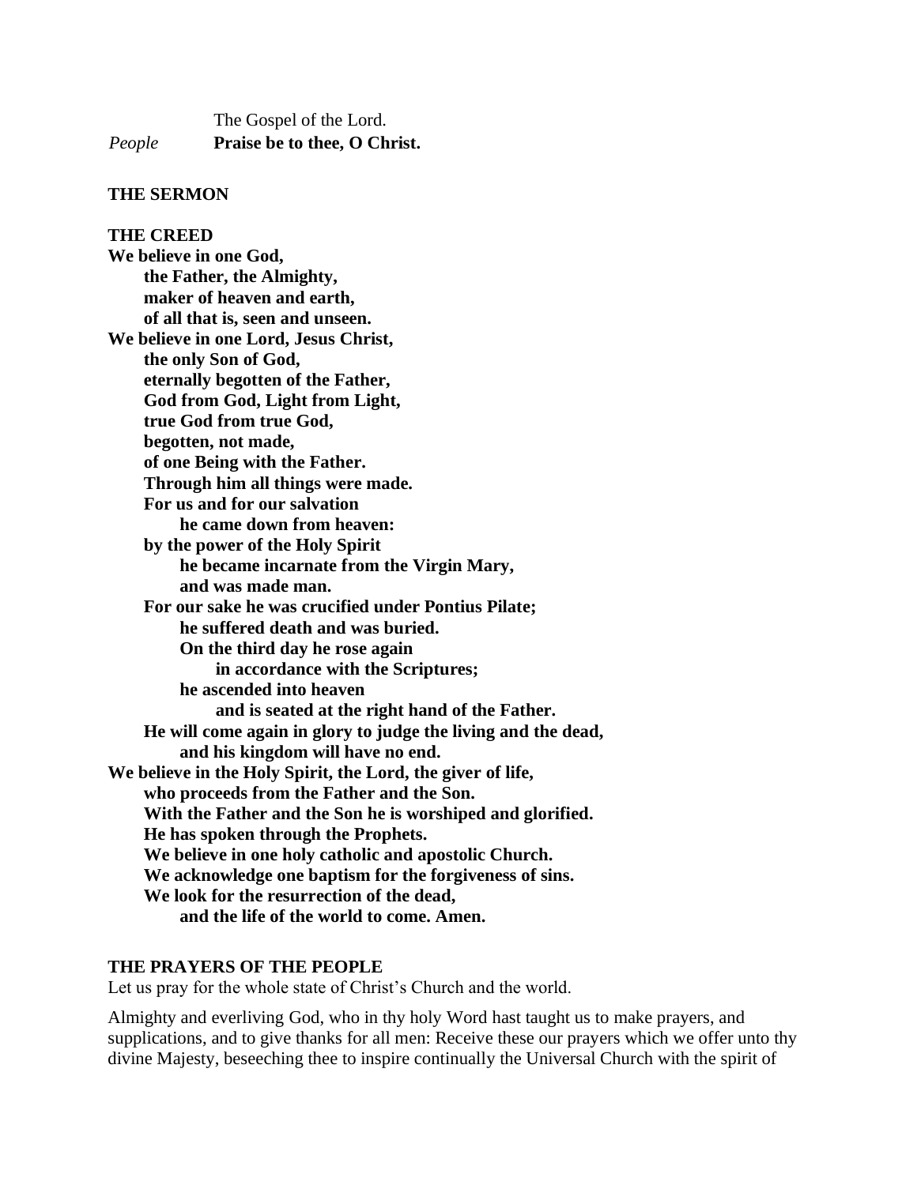The Gospel of the Lord.

*People* **Praise be to thee, O Christ.**

**THE SERMON**

**THE CREED**

**We believe in one God,**
**the Father, the Almighty,**
**maker of heaven and earth,**
**of all that is, seen and unseen.**
**We believe in one Lord, Jesus Christ,**
**the only Son of God,**
**eternally begotten of the Father,**
**God from God, Light from Light,**
**true God from true God,**
**begotten, not made,**
**of one Being with the Father.**
**Through him all things were made.**
**For us and for our salvation**
**he came down from heaven:**
**by the power of the Holy Spirit**
**he became incarnate from the Virgin Mary,**
**and was made man.**
**For our sake he was crucified under Pontius Pilate;**
**he suffered death and was buried.**
**On the third day he rose again**
**in accordance with the Scriptures;**
**he ascended into heaven**
**and is seated at the right hand of the Father.**
**He will come again in glory to judge the living and the dead,**
**and his kingdom will have no end.**
**We believe in the Holy Spirit, the Lord, the giver of life,**
**who proceeds from the Father and the Son.**
**With the Father and the Son he is worshiped and glorified.**
**He has spoken through the Prophets.**
**We believe in one holy catholic and apostolic Church.**
**We acknowledge one baptism for the forgiveness of sins.**
**We look for the resurrection of the dead,**
**and the life of the world to come. Amen.**

**THE PRAYERS OF THE PEOPLE**

Let us pray for the whole state of Christ's Church and the world.

Almighty and everliving God, who in thy holy Word hast taught us to make prayers, and supplications, and to give thanks for all men: Receive these our prayers which we offer unto thy divine Majesty, beseeching thee to inspire continually the Universal Church with the spirit of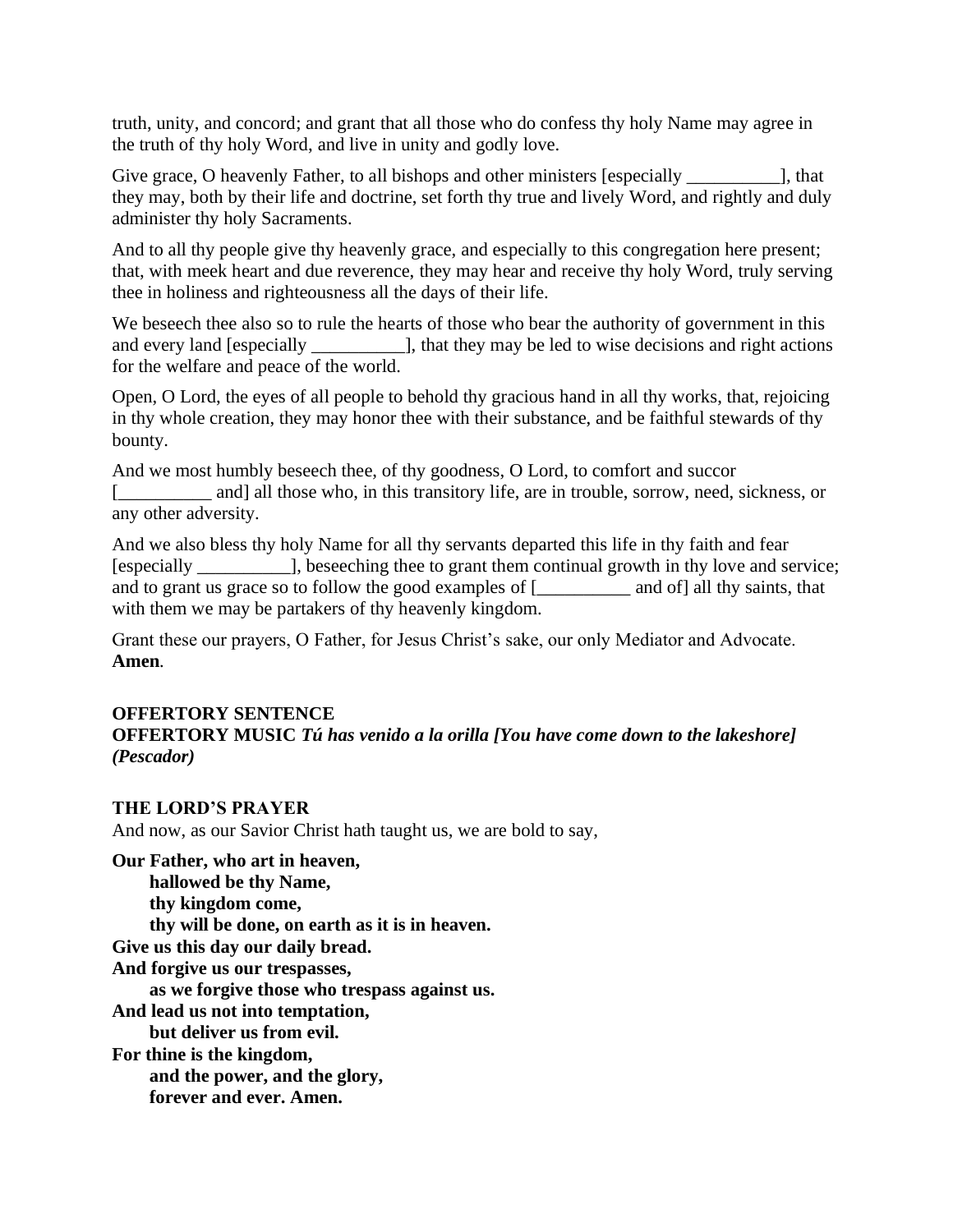truth, unity, and concord; and grant that all those who do confess thy holy Name may agree in the truth of thy holy Word, and live in unity and godly love.

Give grace, O heavenly Father, to all bishops and other ministers [especially __________], that they may, both by their life and doctrine, set forth thy true and lively Word, and rightly and duly administer thy holy Sacraments.

And to all thy people give thy heavenly grace, and especially to this congregation here present; that, with meek heart and due reverence, they may hear and receive thy holy Word, truly serving thee in holiness and righteousness all the days of their life.

We beseech thee also so to rule the hearts of those who bear the authority of government in this and every land [especially __________], that they may be led to wise decisions and right actions for the welfare and peace of the world.

Open, O Lord, the eyes of all people to behold thy gracious hand in all thy works, that, rejoicing in thy whole creation, they may honor thee with their substance, and be faithful stewards of thy bounty.

And we most humbly beseech thee, of thy goodness, O Lord, to comfort and succor [__________ and] all those who, in this transitory life, are in trouble, sorrow, need, sickness, or any other adversity.

And we also bless thy holy Name for all thy servants departed this life in thy faith and fear [especially __________], beseeching thee to grant them continual growth in thy love and service; and to grant us grace so to follow the good examples of [__________ and of] all thy saints, that with them we may be partakers of thy heavenly kingdom.

Grant these our prayers, O Father, for Jesus Christ's sake, our only Mediator and Advocate. **Amen**.

**OFFERTORY SENTENCE**
**OFFERTORY MUSIC** ***Tú has venido a la orilla [You have come down to the lakeshore] (Pescador)***

**THE LORD'S PRAYER**
And now, as our Savior Christ hath taught us, we are bold to say,

**Our Father, who art in heaven,**
**hallowed be thy Name,**
**thy kingdom come,**
**thy will be done, on earth as it is in heaven.**
**Give us this day our daily bread.**
**And forgive us our trespasses,**
**as we forgive those who trespass against us.**
**And lead us not into temptation,**
**but deliver us from evil.**
**For thine is the kingdom,**
**and the power, and the glory,**
**forever and ever. Amen.**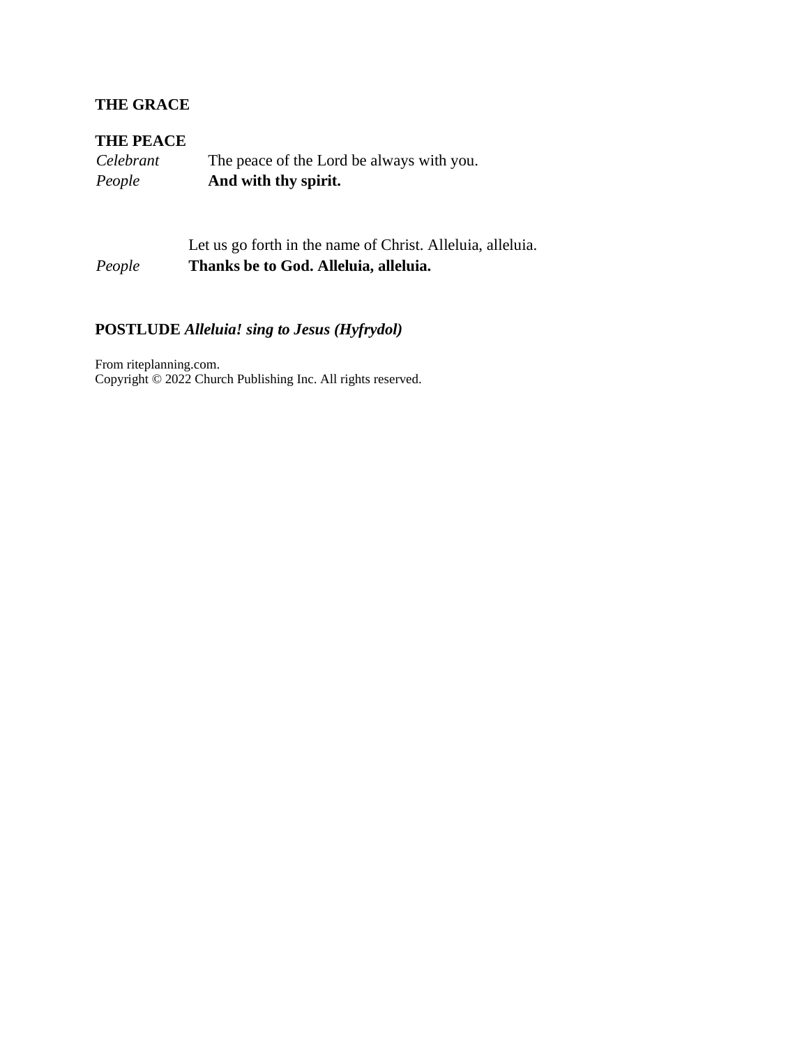**THE GRACE**

**THE PEACE**

*Celebrant* The peace of the Lord be always with you.
*People* **And with thy spirit.**

Let us go forth in the name of Christ. Alleluia, alleluia.
*People* **Thanks be to God. Alleluia, alleluia.**

**POSTLUDE** ***Alleluia! sing to Jesus (Hyfrydol)***

From riteplanning.com.
Copyright © 2022 Church Publishing Inc. All rights reserved.